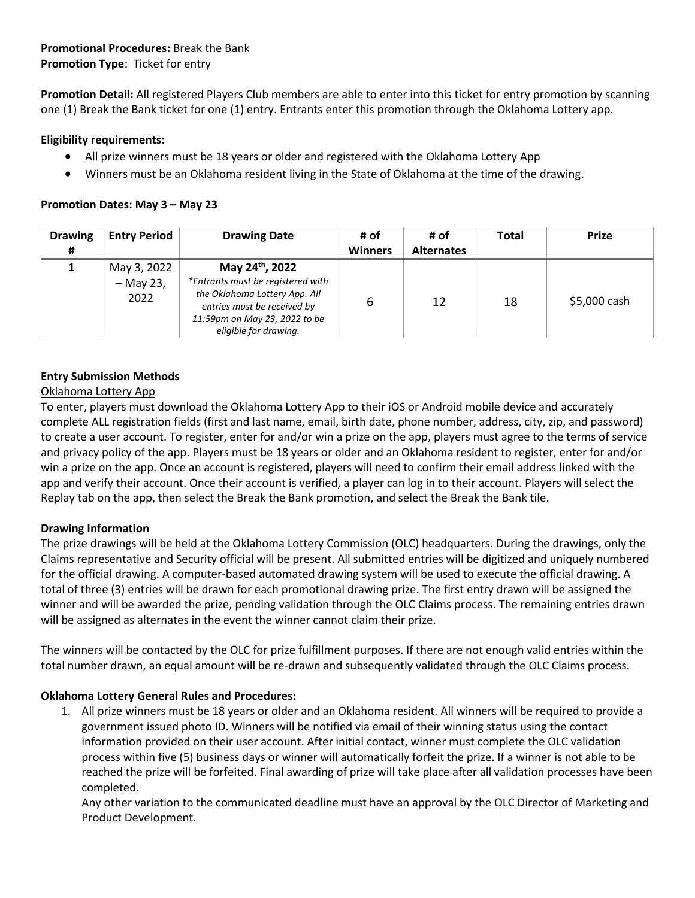**Promotional Procedures:** Break the Bank
**Promotion Type**: Ticket for entry

**Promotion Detail:** All registered Players Club members are able to enter into this ticket for entry promotion by scanning one (1) Break the Bank ticket for one (1) entry. Entrants enter this promotion through the Oklahoma Lottery app.

**Eligibility requirements:**

- All prize winners must be 18 years or older and registered with the Oklahoma Lottery App
- Winners must be an Oklahoma resident living in the State of Oklahoma at the time of the drawing.

**Promotion Dates: May 3 – May 23**

| Drawing # | Entry Period | Drawing Date | # of Winners | # of Alternates | Total | Prize |
|---|---|---|---|---|---|---|
| **1** | May 3, 2022 – May 23, 2022 | **May 24th, 2022** *\*Entrants must be registered with the Oklahoma Lottery App. All entries must be received by 11:59pm on May 23, 2022 to be eligible for drawing.* | 6 | 12 | 18 | $5,000 cash |

**Entry Submission Methods**

Oklahoma Lottery App

To enter, players must download the Oklahoma Lottery App to their iOS or Android mobile device and accurately complete ALL registration fields (first and last name, email, birth date, phone number, address, city, zip, and password) to create a user account. To register, enter for and/or win a prize on the app, players must agree to the terms of service and privacy policy of the app. Players must be 18 years or older and an Oklahoma resident to register, enter for and/or win a prize on the app. Once an account is registered, players will need to confirm their email address linked with the app and verify their account. Once their account is verified, a player can log in to their account. Players will select the Replay tab on the app, then select the Break the Bank promotion, and select the Break the Bank tile.

**Drawing Information**

The prize drawings will be held at the Oklahoma Lottery Commission (OLC) headquarters. During the drawings, only the Claims representative and Security official will be present. All submitted entries will be digitized and uniquely numbered for the official drawing. A computer-based automated drawing system will be used to execute the official drawing. A total of three (3) entries will be drawn for each promotional drawing prize. The first entry drawn will be assigned the winner and will be awarded the prize, pending validation through the OLC Claims process. The remaining entries drawn will be assigned as alternates in the event the winner cannot claim their prize.

The winners will be contacted by the OLC for prize fulfillment purposes. If there are not enough valid entries within the total number drawn, an equal amount will be re-drawn and subsequently validated through the OLC Claims process.

**Oklahoma Lottery General Rules and Procedures:**

1. All prize winners must be 18 years or older and an Oklahoma resident. All winners will be required to provide a government issued photo ID. Winners will be notified via email of their winning status using the contact information provided on their user account. After initial contact, winner must complete the OLC validation process within five (5) business days or winner will automatically forfeit the prize. If a winner is not able to be reached the prize will be forfeited. Final awarding of prize will take place after all validation processes have been completed.
   Any other variation to the communicated deadline must have an approval by the OLC Director of Marketing and Product Development.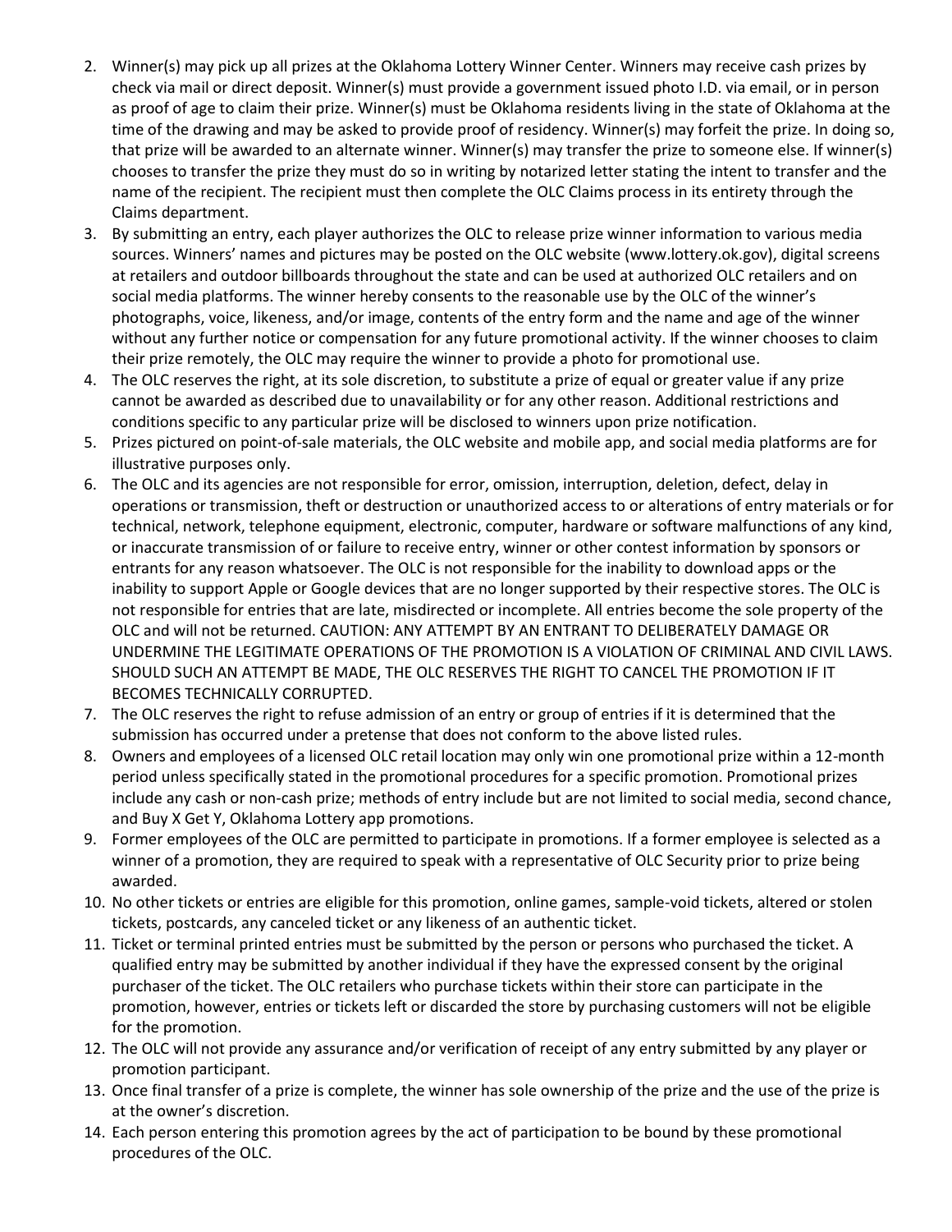2. Winner(s) may pick up all prizes at the Oklahoma Lottery Winner Center. Winners may receive cash prizes by check via mail or direct deposit. Winner(s) must provide a government issued photo I.D. via email, or in person as proof of age to claim their prize. Winner(s) must be Oklahoma residents living in the state of Oklahoma at the time of the drawing and may be asked to provide proof of residency. Winner(s) may forfeit the prize. In doing so, that prize will be awarded to an alternate winner. Winner(s) may transfer the prize to someone else. If winner(s) chooses to transfer the prize they must do so in writing by notarized letter stating the intent to transfer and the name of the recipient. The recipient must then complete the OLC Claims process in its entirety through the Claims department.
3. By submitting an entry, each player authorizes the OLC to release prize winner information to various media sources. Winners' names and pictures may be posted on the OLC website (www.lottery.ok.gov), digital screens at retailers and outdoor billboards throughout the state and can be used at authorized OLC retailers and on social media platforms. The winner hereby consents to the reasonable use by the OLC of the winner's photographs, voice, likeness, and/or image, contents of the entry form and the name and age of the winner without any further notice or compensation for any future promotional activity. If the winner chooses to claim their prize remotely, the OLC may require the winner to provide a photo for promotional use.
4. The OLC reserves the right, at its sole discretion, to substitute a prize of equal or greater value if any prize cannot be awarded as described due to unavailability or for any other reason. Additional restrictions and conditions specific to any particular prize will be disclosed to winners upon prize notification.
5. Prizes pictured on point-of-sale materials, the OLC website and mobile app, and social media platforms are for illustrative purposes only.
6. The OLC and its agencies are not responsible for error, omission, interruption, deletion, defect, delay in operations or transmission, theft or destruction or unauthorized access to or alterations of entry materials or for technical, network, telephone equipment, electronic, computer, hardware or software malfunctions of any kind, or inaccurate transmission of or failure to receive entry, winner or other contest information by sponsors or entrants for any reason whatsoever. The OLC is not responsible for the inability to download apps or the inability to support Apple or Google devices that are no longer supported by their respective stores. The OLC is not responsible for entries that are late, misdirected or incomplete. All entries become the sole property of the OLC and will not be returned. CAUTION: ANY ATTEMPT BY AN ENTRANT TO DELIBERATELY DAMAGE OR UNDERMINE THE LEGITIMATE OPERATIONS OF THE PROMOTION IS A VIOLATION OF CRIMINAL AND CIVIL LAWS. SHOULD SUCH AN ATTEMPT BE MADE, THE OLC RESERVES THE RIGHT TO CANCEL THE PROMOTION IF IT BECOMES TECHNICALLY CORRUPTED.
7. The OLC reserves the right to refuse admission of an entry or group of entries if it is determined that the submission has occurred under a pretense that does not conform to the above listed rules.
8. Owners and employees of a licensed OLC retail location may only win one promotional prize within a 12-month period unless specifically stated in the promotional procedures for a specific promotion. Promotional prizes include any cash or non-cash prize; methods of entry include but are not limited to social media, second chance, and Buy X Get Y, Oklahoma Lottery app promotions.
9. Former employees of the OLC are permitted to participate in promotions. If a former employee is selected as a winner of a promotion, they are required to speak with a representative of OLC Security prior to prize being awarded.
10. No other tickets or entries are eligible for this promotion, online games, sample-void tickets, altered or stolen tickets, postcards, any canceled ticket or any likeness of an authentic ticket.
11. Ticket or terminal printed entries must be submitted by the person or persons who purchased the ticket. A qualified entry may be submitted by another individual if they have the expressed consent by the original purchaser of the ticket. The OLC retailers who purchase tickets within their store can participate in the promotion, however, entries or tickets left or discarded the store by purchasing customers will not be eligible for the promotion.
12. The OLC will not provide any assurance and/or verification of receipt of any entry submitted by any player or promotion participant.
13. Once final transfer of a prize is complete, the winner has sole ownership of the prize and the use of the prize is at the owner's discretion.
14. Each person entering this promotion agrees by the act of participation to be bound by these promotional procedures of the OLC.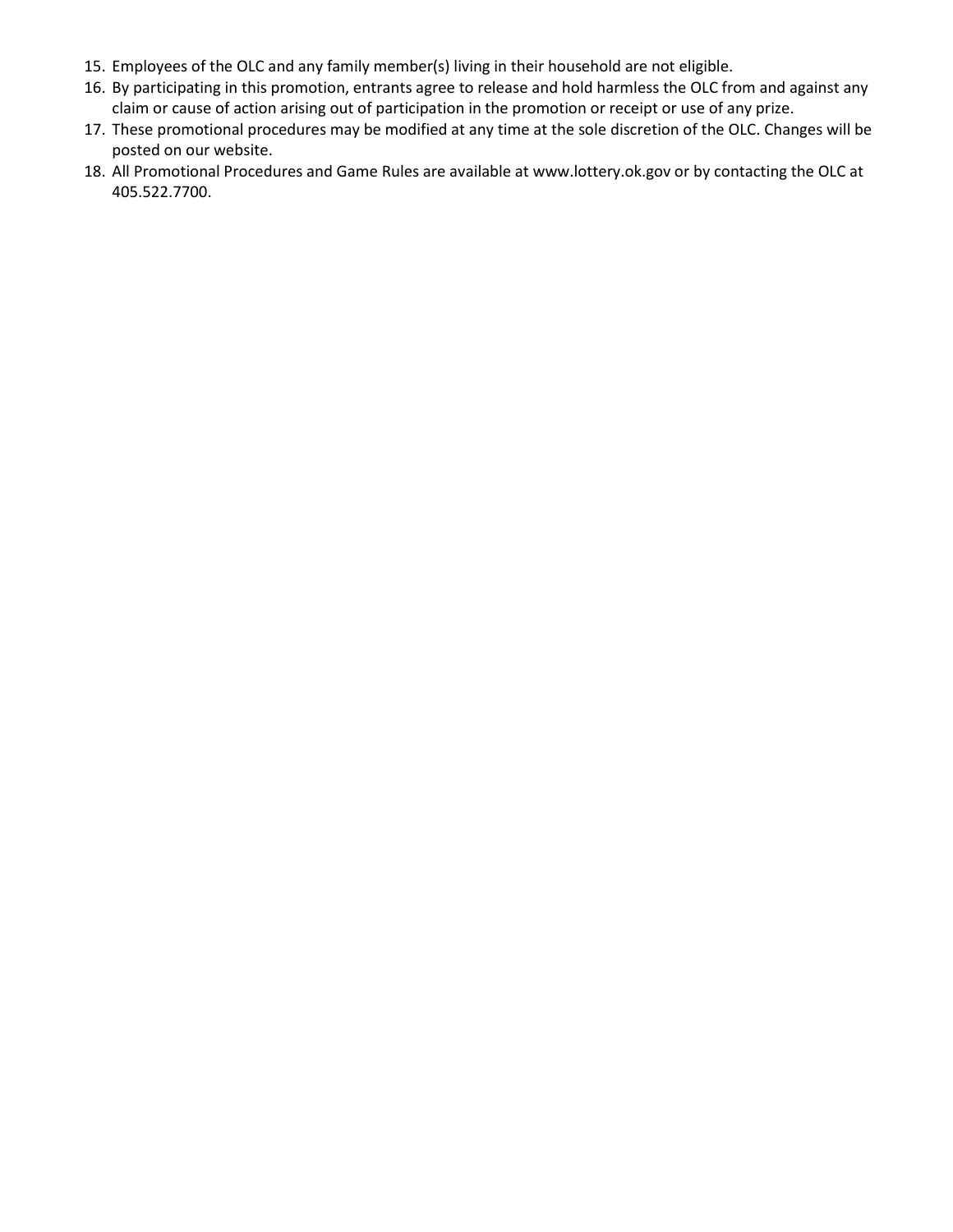15. Employees of the OLC and any family member(s) living in their household are not eligible.
16. By participating in this promotion, entrants agree to release and hold harmless the OLC from and against any claim or cause of action arising out of participation in the promotion or receipt or use of any prize.
17. These promotional procedures may be modified at any time at the sole discretion of the OLC. Changes will be posted on our website.
18. All Promotional Procedures and Game Rules are available at www.lottery.ok.gov or by contacting the OLC at 405.522.7700.